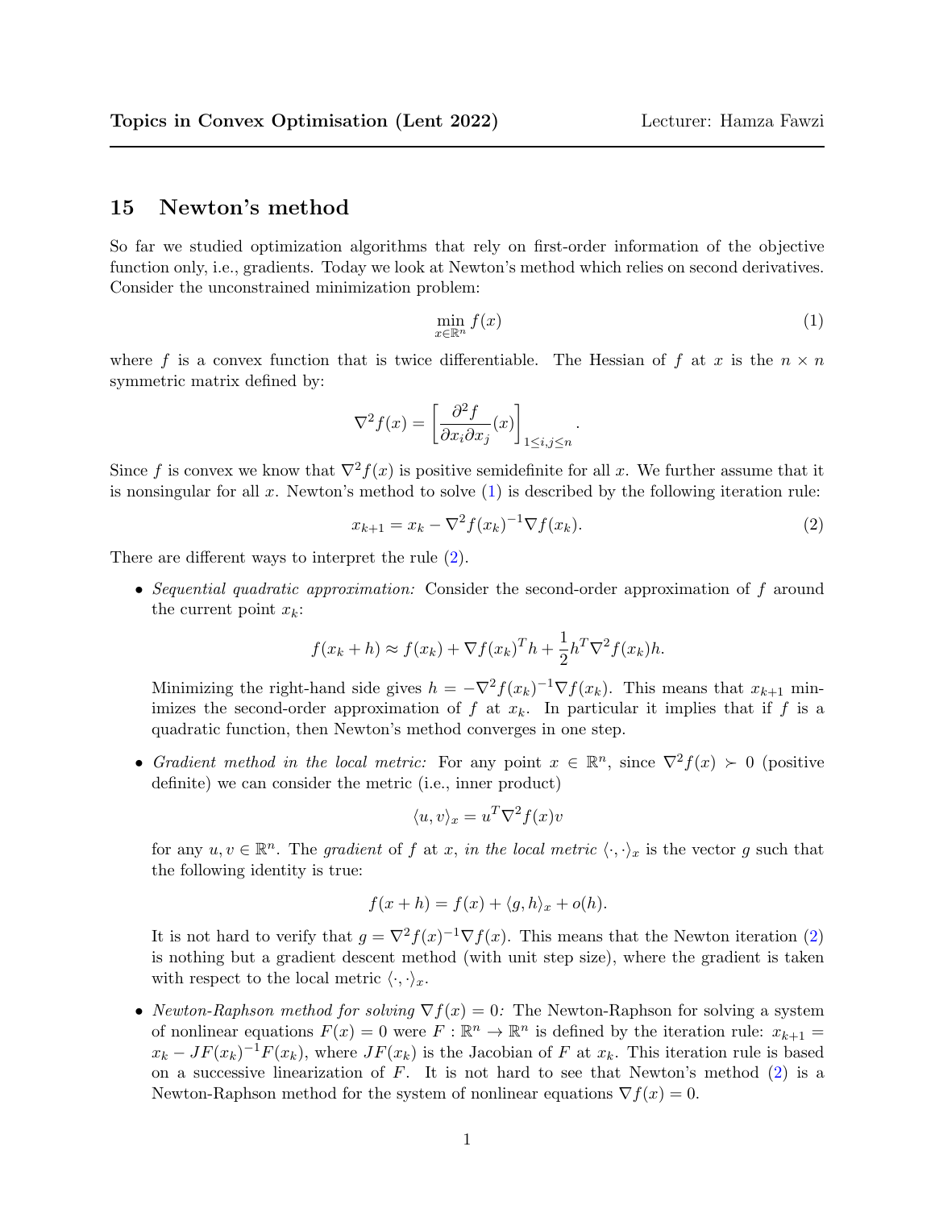# 15 Newton's method

So far we studied optimization algorithms that rely on first-order information of the objective function only, i.e., gradients. Today we look at Newton's method which relies on second derivatives. Consider the unconstrained minimization problem:

$$\min_{x \in \mathbb{R}^n} f(x) \tag{1}$$

where $f$ is a convex function that is twice differentiable. The Hessian of $f$ at $x$ is the $n \times n$ symmetric matrix defined by:

$$\nabla^2 f(x) = \left[ \frac{\partial^2 f}{\partial x_i \partial x_j}(x) \right]_{1 \leq i,j \leq n}.$$

Since $f$ is convex we know that $\nabla^2 f(x)$ is positive semidefinite for all $x$. We further assume that it is nonsingular for all $x$. Newton's method to solve (1) is described by the following iteration rule:

$$x_{k+1} = x_k - \nabla^2 f(x_k)^{-1} \nabla f(x_k). \tag{2}$$

There are different ways to interpret the rule (2).

- *Sequential quadratic approximation:* Consider the second-order approximation of $f$ around the current point $x_k$:

  $$f(x_k + h) \approx f(x_k) + \nabla f(x_k)^T h + \frac{1}{2} h^T \nabla^2 f(x_k) h.$$

  Minimizing the right-hand side gives $h = -\nabla^2 f(x_k)^{-1} \nabla f(x_k)$. This means that $x_{k+1}$ minimizes the second-order approximation of $f$ at $x_k$. In particular it implies that if $f$ is a quadratic function, then Newton's method converges in one step.

- *Gradient method in the local metric:* For any point $x \in \mathbb{R}^n$, since $\nabla^2 f(x) \succ 0$ (positive definite) we can consider the metric (i.e., inner product)

  $$\langle u, v \rangle_x = u^T \nabla^2 f(x) v$$

  for any $u, v \in \mathbb{R}^n$. The *gradient* of $f$ at $x$, *in the local metric* $\langle \cdot, \cdot \rangle_x$ is the vector $g$ such that the following identity is true:

  $$f(x + h) = f(x) + \langle g, h \rangle_x + o(h).$$

  It is not hard to verify that $g = \nabla^2 f(x)^{-1} \nabla f(x)$. This means that the Newton iteration (2) is nothing but a gradient descent method (with unit step size), where the gradient is taken with respect to the local metric $\langle \cdot, \cdot \rangle_x$.

- *Newton-Raphson method for solving* $\nabla f(x) = 0$*:* The Newton-Raphson for solving a system of nonlinear equations $F(x) = 0$ were $F : \mathbb{R}^n \to \mathbb{R}^n$ is defined by the iteration rule: $x_{k+1} = x_k - JF(x_k)^{-1} F(x_k)$, where $JF(x_k)$ is the Jacobian of $F$ at $x_k$. This iteration rule is based on a successive linearization of $F$. It is not hard to see that Newton's method (2) is a Newton-Raphson method for the system of nonlinear equations $\nabla f(x) = 0$.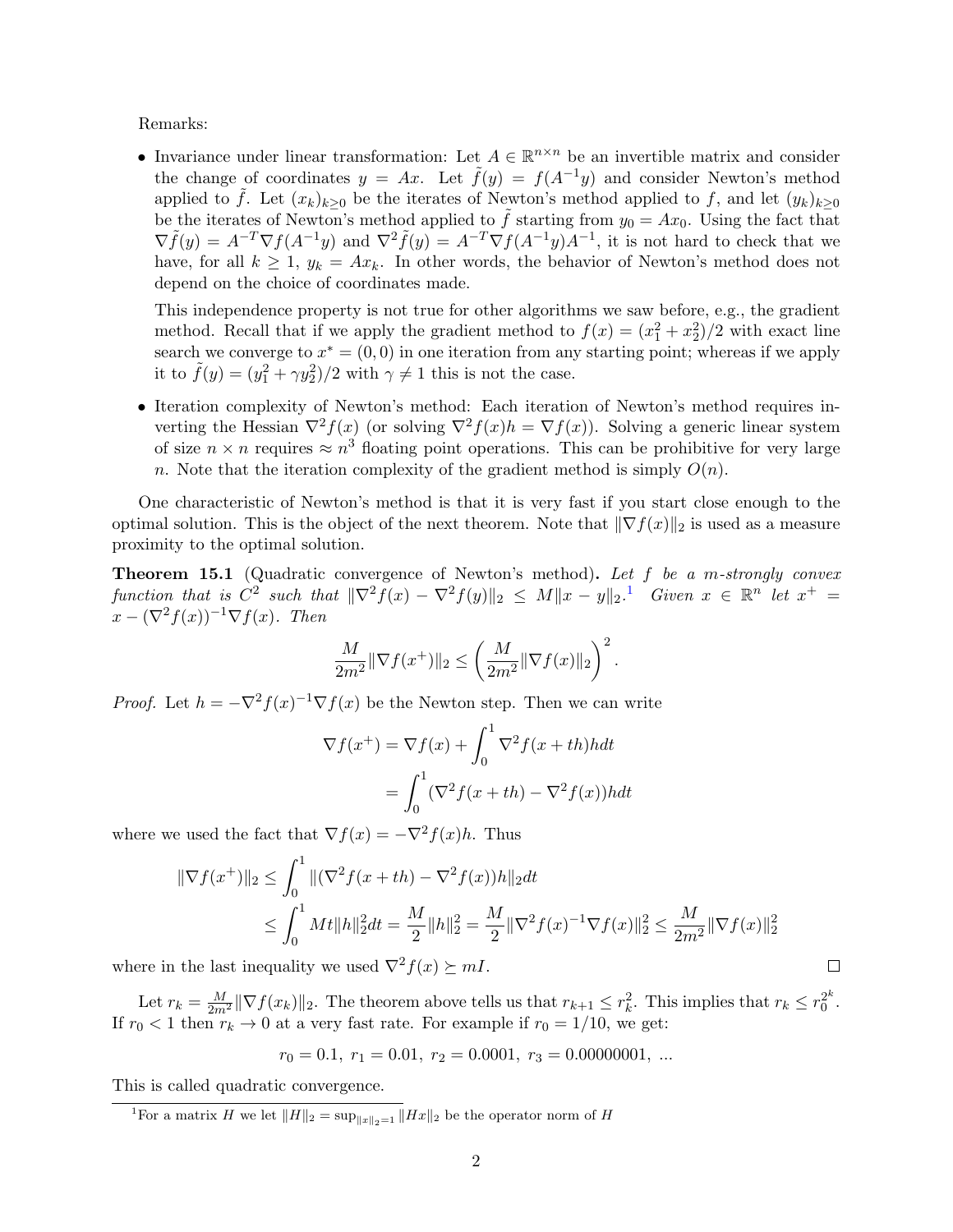Remarks:

- Invariance under linear transformation: Let $A \in \mathbb{R}^{n\times n}$ be an invertible matrix and consider the change of coordinates $y = Ax$. Let $\tilde{f}(y) = f(A^{-1}y)$ and consider Newton's method applied to $\tilde{f}$. Let $(x_k)_{k\geq 0}$ be the iterates of Newton's method applied to $f$, and let $(y_k)_{k\geq 0}$ be the iterates of Newton's method applied to $\tilde{f}$ starting from $y_0 = Ax_0$. Using the fact that $\nabla \tilde{f}(y) = A^{-T}\nabla f(A^{-1}y)$ and $\nabla^2 \tilde{f}(y) = A^{-T}\nabla f(A^{-1}y)A^{-1}$, it is not hard to check that we have, for all $k \geq 1$, $y_k = Ax_k$. In other words, the behavior of Newton's method does not depend on the choice of coordinates made.

  This independence property is not true for other algorithms we saw before, e.g., the gradient method. Recall that if we apply the gradient method to $f(x) = (x_1^2 + x_2^2)/2$ with exact line search we converge to $x^* = (0, 0)$ in one iteration from any starting point; whereas if we apply it to $\tilde{f}(y) = (y_1^2 + \gamma y_2^2)/2$ with $\gamma \neq 1$ this is not the case.

- Iteration complexity of Newton's method: Each iteration of Newton's method requires inverting the Hessian $\nabla^2 f(x)$ (or solving $\nabla^2 f(x)h = \nabla f(x)$). Solving a generic linear system of size $n \times n$ requires $\approx n^3$ floating point operations. This can be prohibitive for very large $n$. Note that the iteration complexity of the gradient method is simply $O(n)$.

One characteristic of Newton's method is that it is very fast if you start close enough to the optimal solution. This is the object of the next theorem. Note that $\|\nabla f(x)\|_2$ is used as a measure proximity to the optimal solution.

**Theorem 15.1** (Quadratic convergence of Newton's method)**.** *Let $f$ be a $m$-strongly convex function that is $C^2$ such that $\|\nabla^2 f(x) - \nabla^2 f(y)\|_2 \leq M\|x - y\|_2$.*[1] *Given $x \in \mathbb{R}^n$ let $x^+ = x - (\nabla^2 f(x))^{-1}\nabla f(x)$. Then*

$$\frac{M}{2m^2}\|\nabla f(x^+)\|_2 \leq \left(\frac{M}{2m^2}\|\nabla f(x)\|_2\right)^2.$$

*Proof.* Let $h = -\nabla^2 f(x)^{-1}\nabla f(x)$ be the Newton step. Then we can write

$$\begin{aligned}
\nabla f(x^+) &= \nabla f(x) + \int_0^1 \nabla^2 f(x + th)h dt \\
&= \int_0^1 (\nabla^2 f(x + th) - \nabla^2 f(x))h dt
\end{aligned}$$

where we used the fact that $\nabla f(x) = -\nabla^2 f(x)h$. Thus

$$\begin{aligned}
\|\nabla f(x^+)\|_2 &\leq \int_0^1 \|(\nabla^2 f(x + th) - \nabla^2 f(x))h\|_2 dt \\
&\leq \int_0^1 Mt\|h\|_2^2 dt = \frac{M}{2}\|h\|_2^2 = \frac{M}{2}\|\nabla^2 f(x)^{-1}\nabla f(x)\|_2^2 \leq \frac{M}{2m^2}\|\nabla f(x)\|_2^2
\end{aligned}$$

where in the last inequality we used $\nabla^2 f(x) \succeq mI$. □

Let $r_k = \frac{M}{2m^2}\|\nabla f(x_k)\|_2$. The theorem above tells us that $r_{k+1} \leq r_k^2$. This implies that $r_k \leq r_0^{2^k}$. If $r_0 < 1$ then $r_k \to 0$ at a very fast rate. For example if $r_0 = 1/10$, we get:

$$r_0 = 0.1,\ r_1 = 0.01,\ r_2 = 0.0001,\ r_3 = 0.00000001,\ ...$$

This is called quadratic convergence.

[1] For a matrix $H$ we let $\|H\|_2 = \sup_{\|x\|_2=1} \|Hx\|_2$ be the operator norm of $H$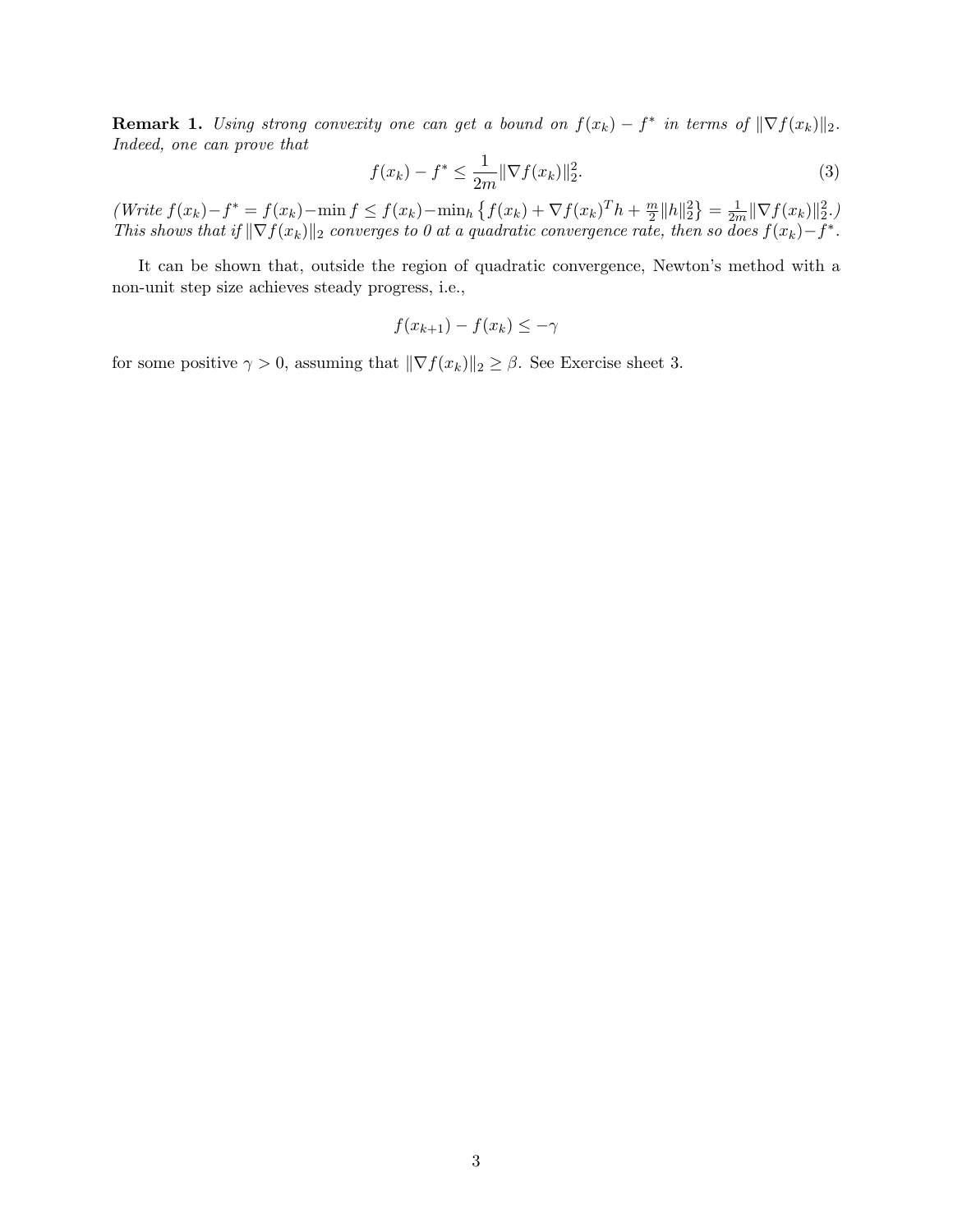**Remark 1.** *Using strong convexity one can get a bound on $f(x_k) - f^*$ in terms of $\|\nabla f(x_k)\|_2$. Indeed, one can prove that*

$$f(x_k) - f^* \leq \frac{1}{2m}\|\nabla f(x_k)\|_2^2. \tag{3}$$

*(Write $f(x_k) - f^* = f(x_k) - \min f \leq f(x_k) - \min_h \left\{ f(x_k) + \nabla f(x_k)^T h + \frac{m}{2}\|h\|_2^2 \right\} = \frac{1}{2m}\|\nabla f(x_k)\|_2^2$.) This shows that if $\|\nabla f(x_k)\|_2$ converges to 0 at a quadratic convergence rate, then so does $f(x_k) - f^*$.*

It can be shown that, outside the region of quadratic convergence, Newton's method with a non-unit step size achieves steady progress, i.e.,

$$f(x_{k+1}) - f(x_k) \leq -\gamma$$

for some positive $\gamma > 0$, assuming that $\|\nabla f(x_k)\|_2 \geq \beta$. See Exercise sheet 3.